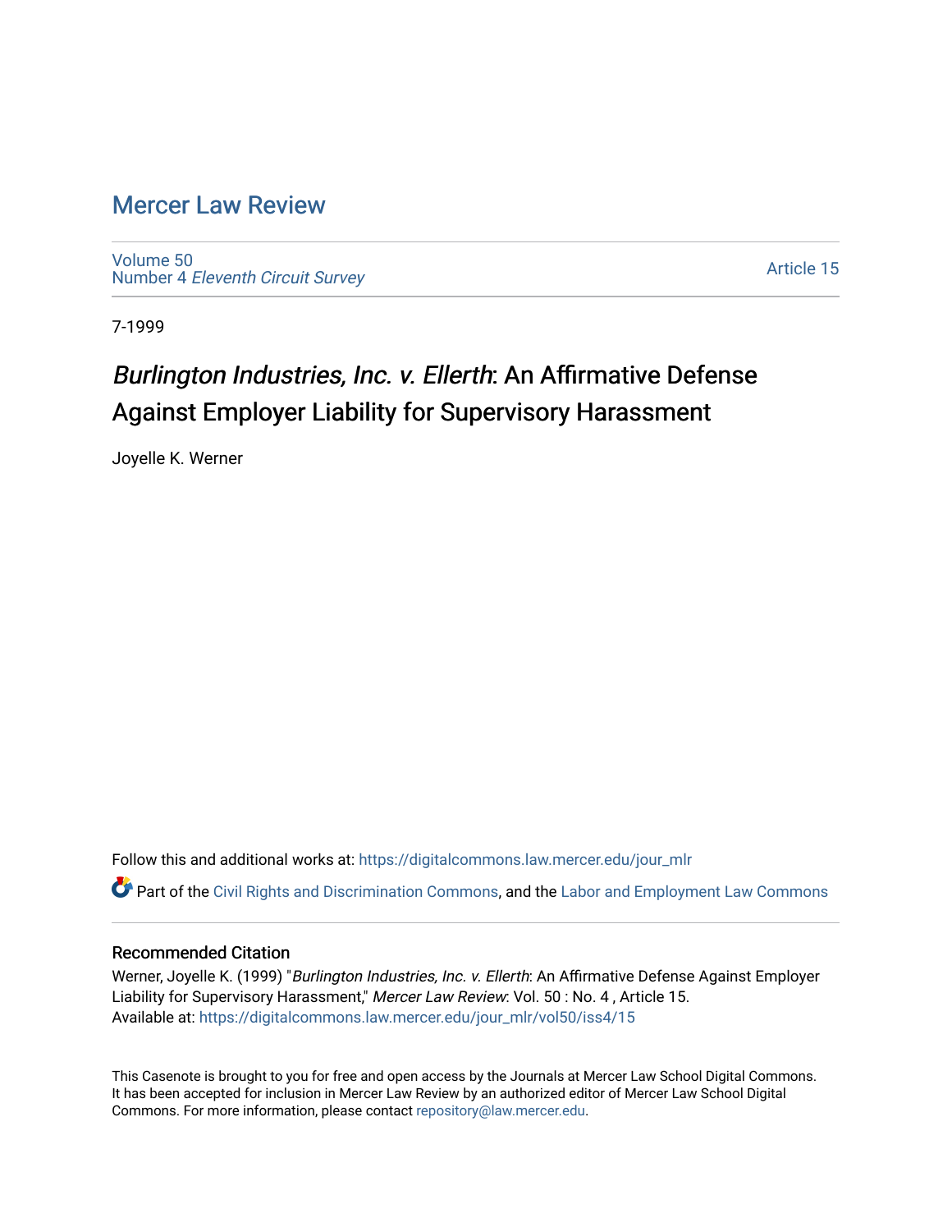# Mercer Law Review

Volume 50
Number 4 *Eleventh Circuit Survey*

Article 15

7-1999

## *Burlington Industries, Inc. v. Ellerth*: An Affirmative Defense Against Employer Liability for Supervisory Harassment

Joyelle K. Werner

Follow this and additional works at: https://digitalcommons.law.mercer.edu/jour_mlr

Part of the Civil Rights and Discrimination Commons, and the Labor and Employment Law Commons

### Recommended Citation

Werner, Joyelle K. (1999) "*Burlington Industries, Inc. v. Ellerth*: An Affirmative Defense Against Employer Liability for Supervisory Harassment," *Mercer Law Review*: Vol. 50 : No. 4 , Article 15.
Available at: https://digitalcommons.law.mercer.edu/jour_mlr/vol50/iss4/15

This Casenote is brought to you for free and open access by the Journals at Mercer Law School Digital Commons. It has been accepted for inclusion in Mercer Law Review by an authorized editor of Mercer Law School Digital Commons. For more information, please contact repository@law.mercer.edu.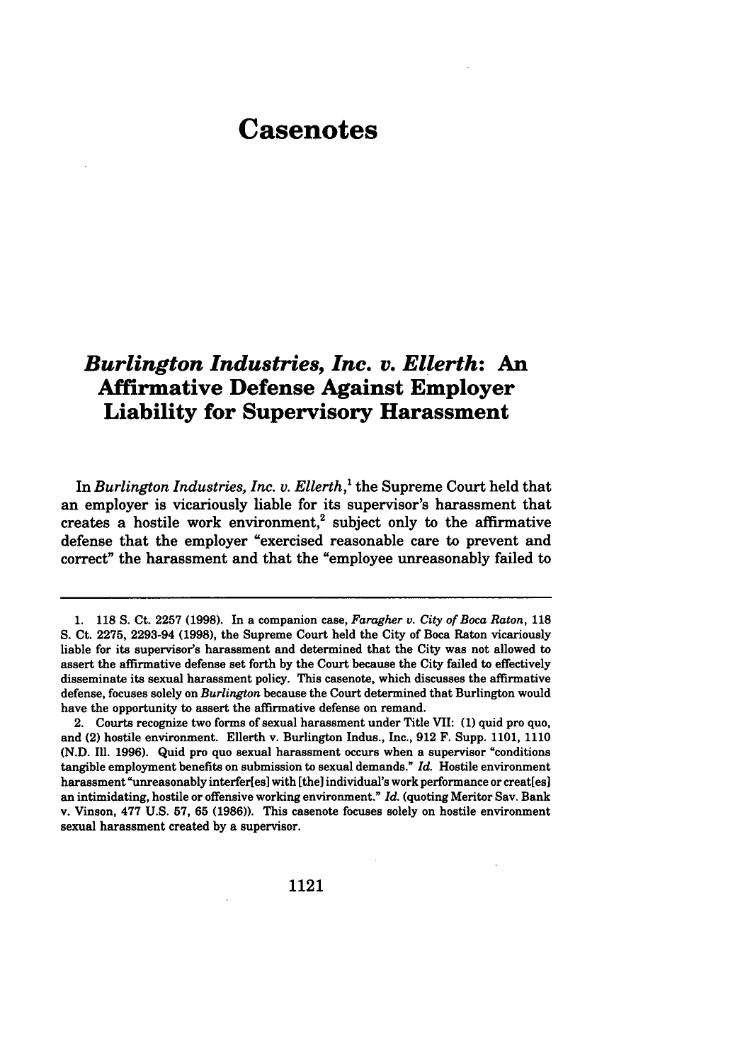# Casenotes

## *Burlington Industries, Inc. v. Ellerth*: An Affirmative Defense Against Employer Liability for Supervisory Harassment

In *Burlington Industries, Inc. v. Ellerth*,[1] the Supreme Court held that an employer is vicariously liable for its supervisor's harassment that creates a hostile work environment,[2] subject only to the affirmative defense that the employer "exercised reasonable care to prevent and correct" the harassment and that the "employee unreasonably failed to

---

1. 118 S. Ct. 2257 (1998). In a companion case, *Faragher v. City of Boca Raton*, 118 S. Ct. 2275, 2293-94 (1998), the Supreme Court held the City of Boca Raton vicariously liable for its supervisor's harassment and determined that the City was not allowed to assert the affirmative defense set forth by the Court because the City failed to effectively disseminate its sexual harassment policy. This casenote, which discusses the affirmative defense, focuses solely on *Burlington* because the Court determined that Burlington would have the opportunity to assert the affirmative defense on remand.

2. Courts recognize two forms of sexual harassment under Title VII: (1) quid pro quo, and (2) hostile environment. Ellerth v. Burlington Indus., Inc., 912 F. Supp. 1101, 1110 (N.D. Ill. 1996). Quid pro quo sexual harassment occurs when a supervisor "conditions tangible employment benefits on submission to sexual demands." *Id.* Hostile environment harassment "unreasonably interfer[es] with [the] individual's work performance or creat[es] an intimidating, hostile or offensive working environment." *Id.* (quoting Meritor Sav. Bank v. Vinson, 477 U.S. 57, 65 (1986)). This casenote focuses solely on hostile environment sexual harassment created by a supervisor.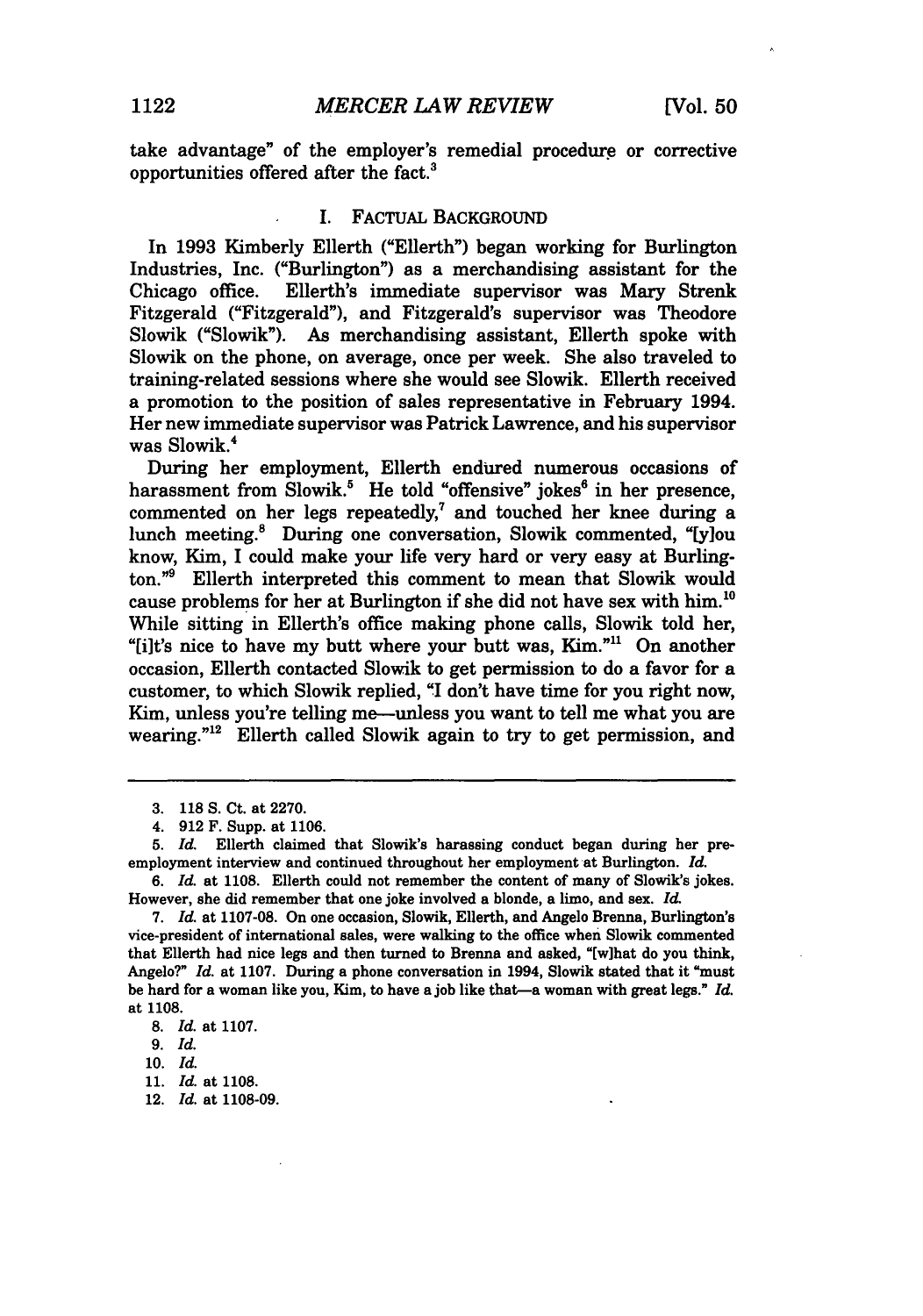take advantage" of the employer's remedial procedure or corrective opportunities offered after the fact.[3]

## I. FACTUAL BACKGROUND

In 1993 Kimberly Ellerth ("Ellerth") began working for Burlington Industries, Inc. ("Burlington") as a merchandising assistant for the Chicago office. Ellerth's immediate supervisor was Mary Strenk Fitzgerald ("Fitzgerald"), and Fitzgerald's supervisor was Theodore Slowik ("Slowik"). As merchandising assistant, Ellerth spoke with Slowik on the phone, on average, once per week. She also traveled to training-related sessions where she would see Slowik. Ellerth received a promotion to the position of sales representative in February 1994. Her new immediate supervisor was Patrick Lawrence, and his supervisor was Slowik.[4]

During her employment, Ellerth endured numerous occasions of harassment from Slowik.[5] He told "offensive" jokes[6] in her presence, commented on her legs repeatedly,[7] and touched her knee during a lunch meeting.[8] During one conversation, Slowik commented, "[y]ou know, Kim, I could make your life very hard or very easy at Burlington."[9] Ellerth interpreted this comment to mean that Slowik would cause problems for her at Burlington if she did not have sex with him.[10] While sitting in Ellerth's office making phone calls, Slowik told her, "[i]t's nice to have my butt where your butt was, Kim."[11] On another occasion, Ellerth contacted Slowik to get permission to do a favor for a customer, to which Slowik replied, "I don't have time for you right now, Kim, unless you're telling me—unless you want to tell me what you are wearing."[12] Ellerth called Slowik again to try to get permission, and

---

3. 118 S. Ct. at 2270.

4. 912 F. Supp. at 1106.

5. *Id.* Ellerth claimed that Slowik's harassing conduct began during her pre-employment interview and continued throughout her employment at Burlington. *Id.*

6. *Id.* at 1108. Ellerth could not remember the content of many of Slowik's jokes. However, she did remember that one joke involved a blonde, a limo, and sex. *Id.*

7. *Id.* at 1107-08. On one occasion, Slowik, Ellerth, and Angelo Brenna, Burlington's vice-president of international sales, were walking to the office when Slowik commented that Ellerth had nice legs and then turned to Brenna and asked, "[w]hat do you think, Angelo?" *Id.* at 1107. During a phone conversation in 1994, Slowik stated that it "must be hard for a woman like you, Kim, to have a job like that—a woman with great legs." *Id.* at 1108.

8. *Id.* at 1107.

9. *Id.*

10. *Id.*

11. *Id.* at 1108.

12. *Id.* at 1108-09.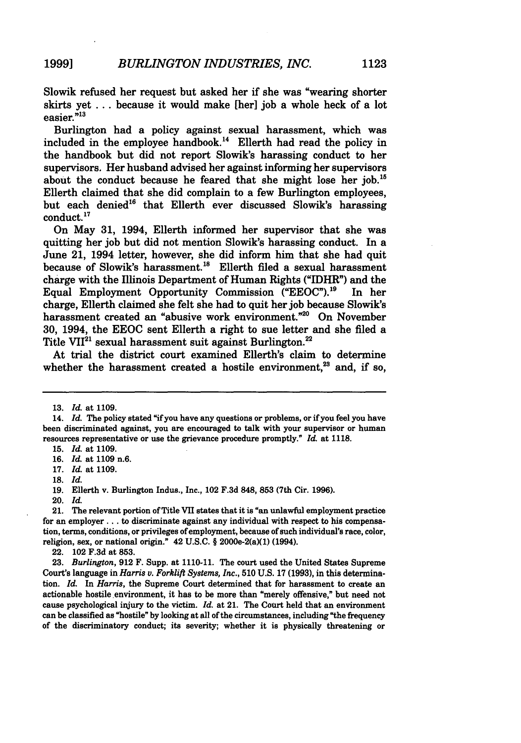Slowik refused her request but asked her if she was "wearing shorter skirts yet . . . because it would make [her] job a whole heck of a lot easier."[13]

Burlington had a policy against sexual harassment, which was included in the employee handbook.[14] Ellerth had read the policy in the handbook but did not report Slowik's harassing conduct to her supervisors. Her husband advised her against informing her supervisors about the conduct because he feared that she might lose her job.[15] Ellerth claimed that she did complain to a few Burlington employees, but each denied[16] that Ellerth ever discussed Slowik's harassing conduct.[17]

On May 31, 1994, Ellerth informed her supervisor that she was quitting her job but did not mention Slowik's harassing conduct. In a June 21, 1994 letter, however, she did inform him that she had quit because of Slowik's harassment.[18] Ellerth filed a sexual harassment charge with the Illinois Department of Human Rights ("IDHR") and the Equal Employment Opportunity Commission ("EEOC").[19] In her charge, Ellerth claimed she felt she had to quit her job because Slowik's harassment created an "abusive work environment."[20] On November 30, 1994, the EEOC sent Ellerth a right to sue letter and she filed a Title VII[21] sexual harassment suit against Burlington.[22]

At trial the district court examined Ellerth's claim to determine whether the harassment created a hostile environment,[23] and, if so,

---

13. *Id.* at 1109.

14. *Id.* The policy stated "if you have any questions or problems, or if you feel you have been discriminated against, you are encouraged to talk with your supervisor or human resources representative or use the grievance procedure promptly." *Id.* at 1118.

15. *Id.* at 1109.

16. *Id.* at 1109 n.6.

17. *Id.* at 1109.

18. *Id.*

19. Ellerth v. Burlington Indus., Inc., 102 F.3d 848, 853 (7th Cir. 1996).

20. *Id.*

21. The relevant portion of Title VII states that it is "an unlawful employment practice for an employer . . . to discriminate against any individual with respect to his compensation, terms, conditions, or privileges of employment, because of such individual's race, color, religion, sex, or national origin." 42 U.S.C. § 2000e-2(a)(1) (1994).

22. 102 F.3d at 853.

23. *Burlington*, 912 F. Supp. at 1110-11. The court used the United States Supreme Court's language in *Harris v. Forklift Systems, Inc.*, 510 U.S. 17 (1993), in this determination. *Id.* In *Harris*, the Supreme Court determined that for harassment to create an actionable hostile environment, it has to be more than "merely offensive," but need not cause psychological injury to the victim. *Id.* at 21. The Court held that an environment can be classified as "hostile" by looking at all of the circumstances, including "the frequency of the discriminatory conduct; its severity; whether it is physically threatening or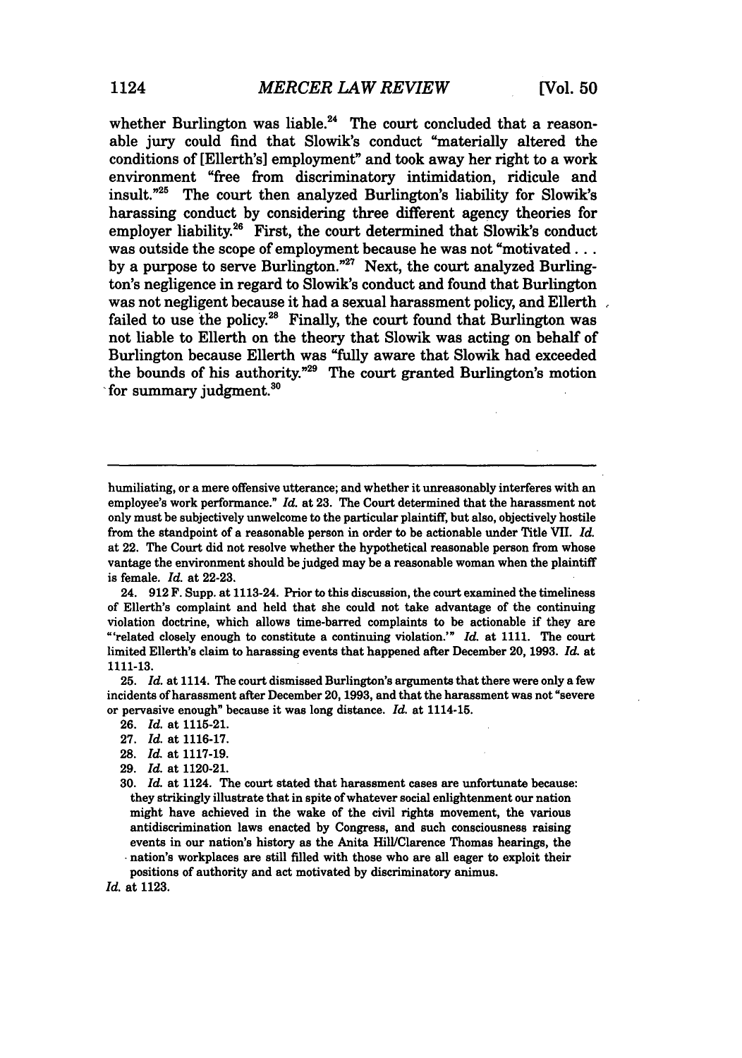whether Burlington was liable.[24] The court concluded that a reasonable jury could find that Slowik's conduct "materially altered the conditions of [Ellerth's] employment" and took away her right to a work environment "free from discriminatory intimidation, ridicule and insult."[25] The court then analyzed Burlington's liability for Slowik's harassing conduct by considering three different agency theories for employer liability.[26] First, the court determined that Slowik's conduct was outside the scope of employment because he was not "motivated . . . by a purpose to serve Burlington."[27] Next, the court analyzed Burlington's negligence in regard to Slowik's conduct and found that Burlington was not negligent because it had a sexual harassment policy, and Ellerth failed to use the policy.[28] Finally, the court found that Burlington was not liable to Ellerth on the theory that Slowik was acting on behalf of Burlington because Ellerth was "fully aware that Slowik had exceeded the bounds of his authority."[29] The court granted Burlington's motion for summary judgment.[30]

---

humiliating, or a mere offensive utterance; and whether it unreasonably interferes with an employee's work performance." *Id.* at 23. The Court determined that the harassment not only must be subjectively unwelcome to the particular plaintiff, but also, objectively hostile from the standpoint of a reasonable person in order to be actionable under Title VII. *Id.* at 22. The Court did not resolve whether the hypothetical reasonable person from whose vantage the environment should be judged may be a reasonable woman when the plaintiff is female. *Id.* at 22-23.

24. 912 F. Supp. at 1113-24. Prior to this discussion, the court examined the timeliness of Ellerth's complaint and held that she could not take advantage of the continuing violation doctrine, which allows time-barred complaints to be actionable if they are "'related closely enough to constitute a continuing violation.'" *Id.* at 1111. The court limited Ellerth's claim to harassing events that happened after December 20, 1993. *Id.* at 1111-13.

25. *Id.* at 1114. The court dismissed Burlington's arguments that there were only a few incidents of harassment after December 20, 1993, and that the harassment was not "severe or pervasive enough" because it was long distance. *Id.* at 1114-15.

26. *Id.* at 1115-21.

27. *Id.* at 1116-17.

28. *Id.* at 1117-19.

29. *Id.* at 1120-21.

30. *Id.* at 1124. The court stated that harassment cases are unfortunate because:

> they strikingly illustrate that in spite of whatever social enlightenment our nation might have achieved in the wake of the civil rights movement, the various antidiscrimination laws enacted by Congress, and such consciousness raising events in our nation's history as the Anita Hill/Clarence Thomas hearings, the nation's workplaces are still filled with those who are all eager to exploit their positions of authority and act motivated by discriminatory animus.

*Id.* at 1123.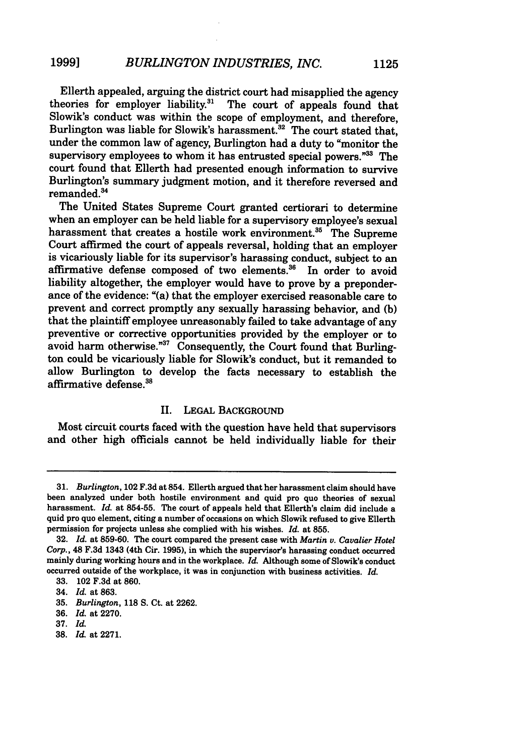Ellerth appealed, arguing the district court had misapplied the agency theories for employer liability.[31] The court of appeals found that Slowik's conduct was within the scope of employment, and therefore, Burlington was liable for Slowik's harassment.[32] The court stated that, under the common law of agency, Burlington had a duty to "monitor the supervisory employees to whom it has entrusted special powers."[33] The court found that Ellerth had presented enough information to survive Burlington's summary judgment motion, and it therefore reversed and remanded.[34]

The United States Supreme Court granted certiorari to determine when an employer can be held liable for a supervisory employee's sexual harassment that creates a hostile work environment.[35] The Supreme Court affirmed the court of appeals reversal, holding that an employer is vicariously liable for its supervisor's harassing conduct, subject to an affirmative defense composed of two elements.[36] In order to avoid liability altogether, the employer would have to prove by a preponderance of the evidence: "(a) that the employer exercised reasonable care to prevent and correct promptly any sexually harassing behavior, and (b) that the plaintiff employee unreasonably failed to take advantage of any preventive or corrective opportunities provided by the employer or to avoid harm otherwise."[37] Consequently, the Court found that Burlington could be vicariously liable for Slowik's conduct, but it remanded to allow Burlington to develop the facts necessary to establish the affirmative defense.[38]

## II. LEGAL BACKGROUND

Most circuit courts faced with the question have held that supervisors and other high officials cannot be held individually liable for their

---

31. *Burlington*, 102 F.3d at 854. Ellerth argued that her harassment claim should have been analyzed under both hostile environment and quid pro quo theories of sexual harassment. *Id.* at 854-55. The court of appeals held that Ellerth's claim did include a quid pro quo element, citing a number of occasions on which Slowik refused to give Ellerth permission for projects unless she complied with his wishes. *Id.* at 855.

32. *Id.* at 859-60. The court compared the present case with *Martin v. Cavalier Hotel Corp.*, 48 F.3d 1343 (4th Cir. 1995), in which the supervisor's harassing conduct occurred mainly during working hours and in the workplace. *Id.* Although some of Slowik's conduct occurred outside of the workplace, it was in conjunction with business activities. *Id.*

33. 102 F.3d at 860.

34. *Id.* at 863.

35. *Burlington*, 118 S. Ct. at 2262.

36. *Id.* at 2270.

37. *Id.*

38. *Id.* at 2271.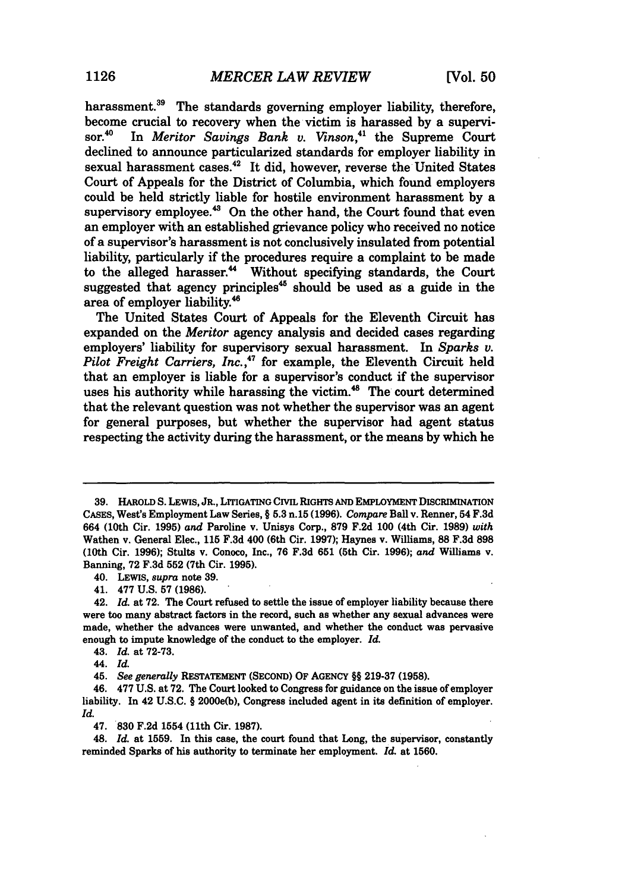harassment.[39] The standards governing employer liability, therefore, become crucial to recovery when the victim is harassed by a supervisor.[40] In *Meritor Savings Bank v. Vinson*,[41] the Supreme Court declined to announce particularized standards for employer liability in sexual harassment cases.[42] It did, however, reverse the United States Court of Appeals for the District of Columbia, which found employers could be held strictly liable for hostile environment harassment by a supervisory employee.[43] On the other hand, the Court found that even an employer with an established grievance policy who received no notice of a supervisor's harassment is not conclusively insulated from potential liability, particularly if the procedures require a complaint to be made to the alleged harasser.[44] Without specifying standards, the Court suggested that agency principles[45] should be used as a guide in the area of employer liability.[46]

The United States Court of Appeals for the Eleventh Circuit has expanded on the *Meritor* agency analysis and decided cases regarding employers' liability for supervisory sexual harassment. In *Sparks v. Pilot Freight Carriers, Inc.*,[47] for example, the Eleventh Circuit held that an employer is liable for a supervisor's conduct if the supervisor uses his authority while harassing the victim.[48] The court determined that the relevant question was not whether the supervisor was an agent for general purposes, but whether the supervisor had agent status respecting the activity during the harassment, or the means by which he

---

39. HAROLD S. LEWIS, JR., LITIGATING CIVIL RIGHTS AND EMPLOYMENT DISCRIMINATION CASES, West's Employment Law Series, § 5.3 n.15 (1996). *Compare* Ball v. Renner, 54 F.3d 664 (10th Cir. 1995) *and* Paroline v. Unisys Corp., 879 F.2d 100 (4th Cir. 1989) *with* Wathen v. General Elec., 115 F.3d 400 (6th Cir. 1997); Haynes v. Williams, 88 F.3d 898 (10th Cir. 1996); Stults v. Conoco, Inc., 76 F.3d 651 (5th Cir. 1996); *and* Williams v. Banning, 72 F.3d 552 (7th Cir. 1995).

40. LEWIS, *supra* note 39.

41. 477 U.S. 57 (1986).

42. *Id.* at 72. The Court refused to settle the issue of employer liability because there were too many abstract factors in the record, such as whether any sexual advances were made, whether the advances were unwanted, and whether the conduct was pervasive enough to impute knowledge of the conduct to the employer. *Id.*

43. *Id.* at 72-73.

44. *Id.*

45. *See generally* RESTATEMENT (SECOND) OF AGENCY §§ 219-37 (1958).

46. 477 U.S. at 72. The Court looked to Congress for guidance on the issue of employer liability. In 42 U.S.C. § 2000e(b), Congress included agent in its definition of employer. *Id.*

47. 830 F.2d 1554 (11th Cir. 1987).

48. *Id.* at 1559. In this case, the court found that Long, the supervisor, constantly reminded Sparks of his authority to terminate her employment. *Id.* at 1560.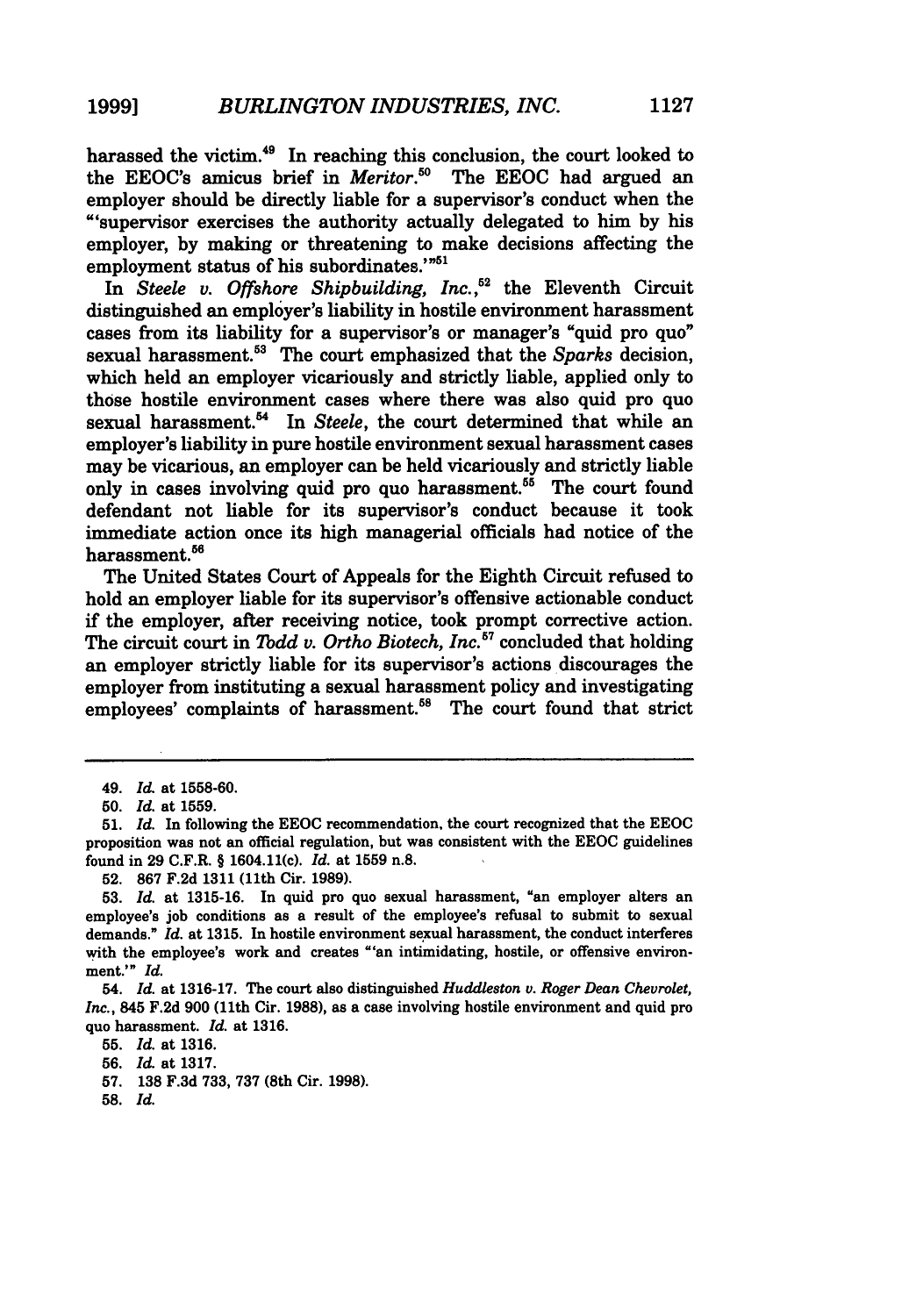harassed the victim.[49] In reaching this conclusion, the court looked to the EEOC's amicus brief in *Meritor*.[50] The EEOC had argued an employer should be directly liable for a supervisor's conduct when the "'supervisor exercises the authority actually delegated to him by his employer, by making or threatening to make decisions affecting the employment status of his subordinates.'"[51]

In *Steele v. Offshore Shipbuilding, Inc.*,[52] the Eleventh Circuit distinguished an employer's liability in hostile environment harassment cases from its liability for a supervisor's or manager's "quid pro quo" sexual harassment.[53] The court emphasized that the *Sparks* decision, which held an employer vicariously and strictly liable, applied only to those hostile environment cases where there was also quid pro quo sexual harassment.[54] In *Steele*, the court determined that while an employer's liability in pure hostile environment sexual harassment cases may be vicarious, an employer can be held vicariously and strictly liable only in cases involving quid pro quo harassment.[55] The court found defendant not liable for its supervisor's conduct because it took immediate action once its high managerial officials had notice of the harassment.[56]

The United States Court of Appeals for the Eighth Circuit refused to hold an employer liable for its supervisor's offensive actionable conduct if the employer, after receiving notice, took prompt corrective action. The circuit court in *Todd v. Ortho Biotech, Inc.*[57] concluded that holding an employer strictly liable for its supervisor's actions discourages the employer from instituting a sexual harassment policy and investigating employees' complaints of harassment.[58] The court found that strict

---

49. *Id.* at 1558-60.

50. *Id.* at 1559.

51. *Id.* In following the EEOC recommendation, the court recognized that the EEOC proposition was not an official regulation, but was consistent with the EEOC guidelines found in 29 C.F.R. § 1604.11(c). *Id.* at 1559 n.8.

52. 867 F.2d 1311 (11th Cir. 1989).

53. *Id.* at 1315-16. In quid pro quo sexual harassment, "an employer alters an employee's job conditions as a result of the employee's refusal to submit to sexual demands." *Id.* at 1315. In hostile environment sexual harassment, the conduct interferes with the employee's work and creates "'an intimidating, hostile, or offensive environment.'" *Id.*

54. *Id.* at 1316-17. The court also distinguished *Huddleston v. Roger Dean Chevrolet, Inc.*, 845 F.2d 900 (11th Cir. 1988), as a case involving hostile environment and quid pro quo harassment. *Id.* at 1316.

55. *Id.* at 1316.

56. *Id.* at 1317.

57. 138 F.3d 733, 737 (8th Cir. 1998).

58. *Id.*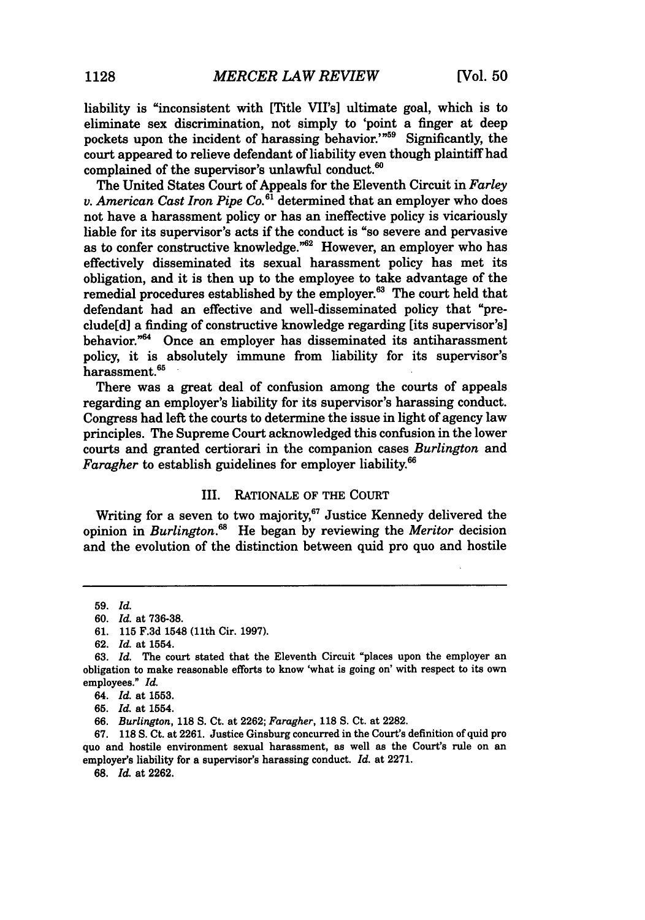liability is "inconsistent with [Title VII's] ultimate goal, which is to eliminate sex discrimination, not simply to 'point a finger at deep pockets upon the incident of harassing behavior.'"[59] Significantly, the court appeared to relieve defendant of liability even though plaintiff had complained of the supervisor's unlawful conduct.[60]

The United States Court of Appeals for the Eleventh Circuit in *Farley v. American Cast Iron Pipe Co.*[61] determined that an employer who does not have a harassment policy or has an ineffective policy is vicariously liable for its supervisor's acts if the conduct is "so severe and pervasive as to confer constructive knowledge."[62] However, an employer who has effectively disseminated its sexual harassment policy has met its obligation, and it is then up to the employee to take advantage of the remedial procedures established by the employer.[63] The court held that defendant had an effective and well-disseminated policy that "preclude[d] a finding of constructive knowledge regarding [its supervisor's] behavior."[64] Once an employer has disseminated its antiharassment policy, it is absolutely immune from liability for its supervisor's harassment.[65]

There was a great deal of confusion among the courts of appeals regarding an employer's liability for its supervisor's harassing conduct. Congress had left the courts to determine the issue in light of agency law principles. The Supreme Court acknowledged this confusion in the lower courts and granted certiorari in the companion cases *Burlington* and *Faragher* to establish guidelines for employer liability.[66]

## III. RATIONALE OF THE COURT

Writing for a seven to two majority,[67] Justice Kennedy delivered the opinion in *Burlington*.[68] He began by reviewing the *Meritor* decision and the evolution of the distinction between quid pro quo and hostile

---

59. *Id.*

60. *Id.* at 736-38.

61. 115 F.3d 1548 (11th Cir. 1997).

62. *Id.* at 1554.

63. *Id.* The court stated that the Eleventh Circuit "places upon the employer an obligation to make reasonable efforts to know 'what is going on' with respect to its own employees." *Id.*

64. *Id.* at 1553.

65. *Id.* at 1554.

66. *Burlington*, 118 S. Ct. at 2262; *Faragher*, 118 S. Ct. at 2282.

67. 118 S. Ct. at 2261. Justice Ginsburg concurred in the Court's definition of quid pro quo and hostile environment sexual harassment, as well as the Court's rule on an employer's liability for a supervisor's harassing conduct. *Id.* at 2271.

68. *Id.* at 2262.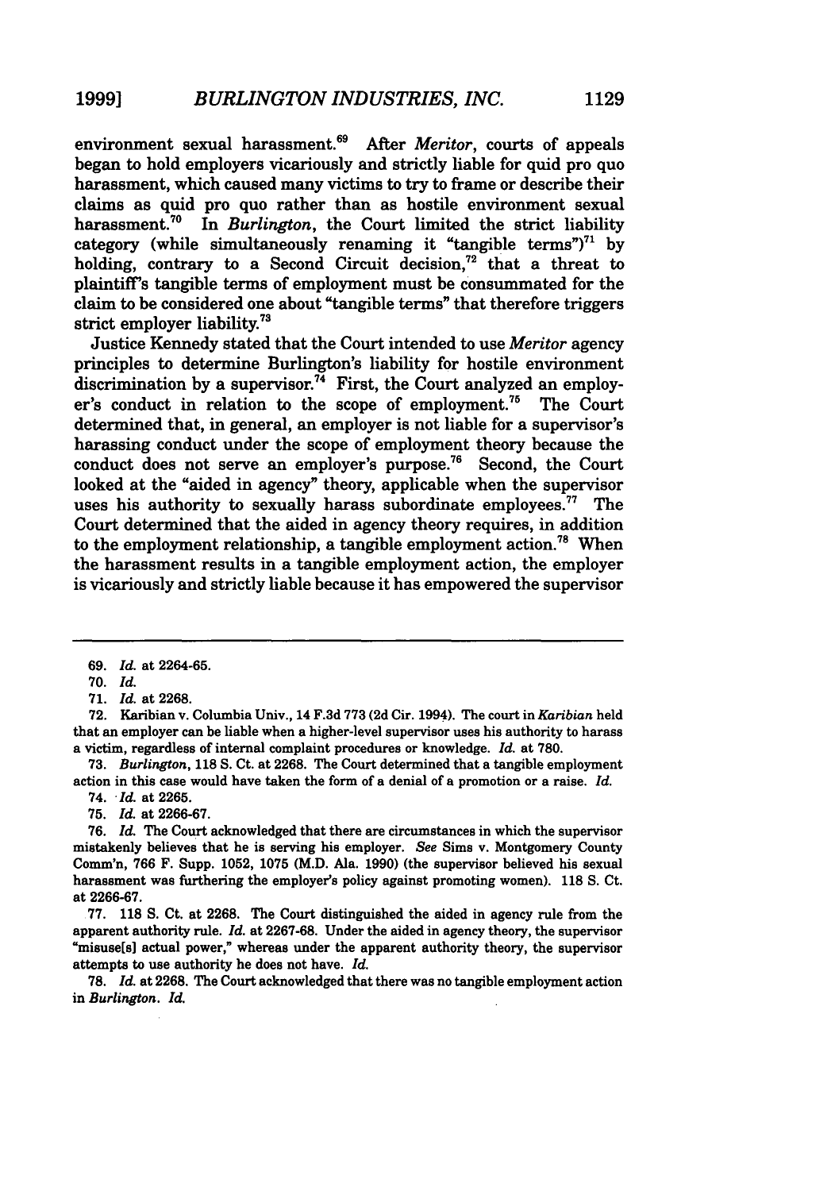environment sexual harassment.[69] After *Meritor*, courts of appeals began to hold employers vicariously and strictly liable for quid pro quo harassment, which caused many victims to try to frame or describe their claims as quid pro quo rather than as hostile environment sexual harassment.[70] In *Burlington*, the Court limited the strict liability category (while simultaneously renaming it "tangible terms")[71] by holding, contrary to a Second Circuit decision,[72] that a threat to plaintiff's tangible terms of employment must be consummated for the claim to be considered one about "tangible terms" that therefore triggers strict employer liability.[73]

Justice Kennedy stated that the Court intended to use *Meritor* agency principles to determine Burlington's liability for hostile environment discrimination by a supervisor.[74] First, the Court analyzed an employer's conduct in relation to the scope of employment.[75] The Court determined that, in general, an employer is not liable for a supervisor's harassing conduct under the scope of employment theory because the conduct does not serve an employer's purpose.[76] Second, the Court looked at the "aided in agency" theory, applicable when the supervisor uses his authority to sexually harass subordinate employees.[77] The Court determined that the aided in agency theory requires, in addition to the employment relationship, a tangible employment action.[78] When the harassment results in a tangible employment action, the employer is vicariously and strictly liable because it has empowered the supervisor

---

69. *Id.* at 2264-65.

70. *Id.*

71. *Id.* at 2268.

72. Karibian v. Columbia Univ., 14 F.3d 773 (2d Cir. 1994). The court in *Karibian* held that an employer can be liable when a higher-level supervisor uses his authority to harass a victim, regardless of internal complaint procedures or knowledge. *Id.* at 780.

73. *Burlington*, 118 S. Ct. at 2268. The Court determined that a tangible employment action in this case would have taken the form of a denial of a promotion or a raise. *Id.*

74. *Id.* at 2265.

75. *Id.* at 2266-67.

76. *Id.* The Court acknowledged that there are circumstances in which the supervisor mistakenly believes that he is serving his employer. *See* Sims v. Montgomery County Comm'n, 766 F. Supp. 1052, 1075 (M.D. Ala. 1990) (the supervisor believed his sexual harassment was furthering the employer's policy against promoting women). 118 S. Ct. at 2266-67.

77. 118 S. Ct. at 2268. The Court distinguished the aided in agency rule from the apparent authority rule. *Id.* at 2267-68. Under the aided in agency theory, the supervisor "misuse[s] actual power," whereas under the apparent authority theory, the supervisor attempts to use authority he does not have. *Id.*

78. *Id.* at 2268. The Court acknowledged that there was no tangible employment action in *Burlington*. *Id.*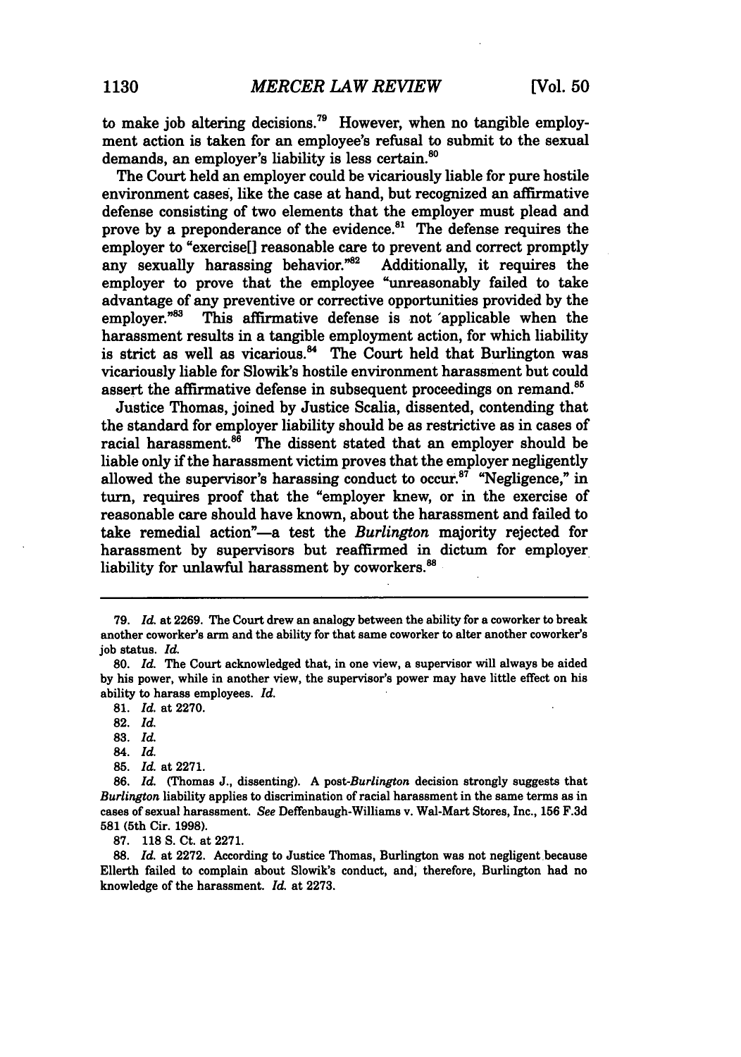to make job altering decisions.[79] However, when no tangible employment action is taken for an employee's refusal to submit to the sexual demands, an employer's liability is less certain.[80]

The Court held an employer could be vicariously liable for pure hostile environment cases, like the case at hand, but recognized an affirmative defense consisting of two elements that the employer must plead and prove by a preponderance of the evidence.[81] The defense requires the employer to "exercise[] reasonable care to prevent and correct promptly any sexually harassing behavior."[82] Additionally, it requires the employer to prove that the employee "unreasonably failed to take advantage of any preventive or corrective opportunities provided by the employer."[83] This affirmative defense is not applicable when the harassment results in a tangible employment action, for which liability is strict as well as vicarious.[84] The Court held that Burlington was vicariously liable for Slowik's hostile environment harassment but could assert the affirmative defense in subsequent proceedings on remand.[85]

Justice Thomas, joined by Justice Scalia, dissented, contending that the standard for employer liability should be as restrictive as in cases of racial harassment.[86] The dissent stated that an employer should be liable only if the harassment victim proves that the employer negligently allowed the supervisor's harassing conduct to occur.[87] "Negligence," in turn, requires proof that the "employer knew, or in the exercise of reasonable care should have known, about the harassment and failed to take remedial action"—a test the *Burlington* majority rejected for harassment by supervisors but reaffirmed in dictum for employer liability for unlawful harassment by coworkers.[88]

---

79. *Id.* at 2269. The Court drew an analogy between the ability for a coworker to break another coworker's arm and the ability for that same coworker to alter another coworker's job status. *Id.*

80. *Id.* The Court acknowledged that, in one view, a supervisor will always be aided by his power, while in another view, the supervisor's power may have little effect on his ability to harass employees. *Id.*

81. *Id.* at 2270.

82. *Id.*

83. *Id.*

84. *Id.*

85. *Id.* at 2271.

86. *Id.* (Thomas J., dissenting). A post-*Burlington* decision strongly suggests that *Burlington* liability applies to discrimination of racial harassment in the same terms as in cases of sexual harassment. *See* Deffenbaugh-Williams v. Wal-Mart Stores, Inc., 156 F.3d 581 (5th Cir. 1998).

87. 118 S. Ct. at 2271.

88. *Id.* at 2272. According to Justice Thomas, Burlington was not negligent because Ellerth failed to complain about Slowik's conduct, and, therefore, Burlington had no knowledge of the harassment. *Id.* at 2273.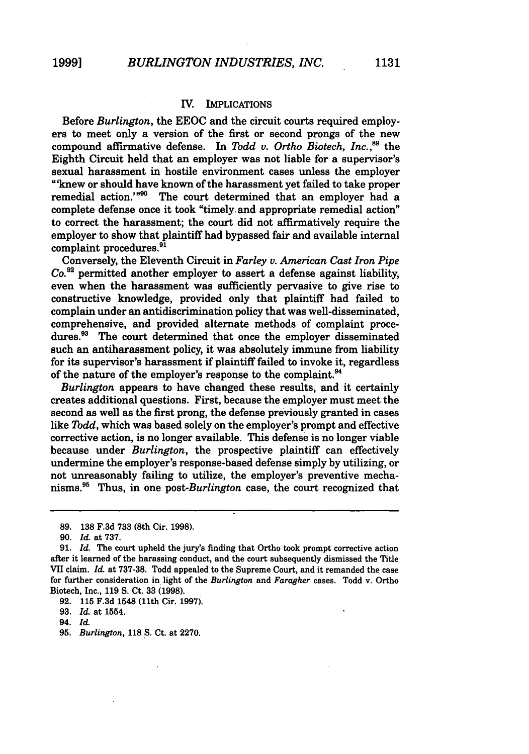## IV. IMPLICATIONS

Before *Burlington*, the EEOC and the circuit courts required employers to meet only a version of the first or second prongs of the new compound affirmative defense. In *Todd v. Ortho Biotech, Inc.*,[89] the Eighth Circuit held that an employer was not liable for a supervisor's sexual harassment in hostile environment cases unless the employer "'knew or should have known of the harassment yet failed to take proper remedial action.'"[90] The court determined that an employer had a complete defense once it took "timely and appropriate remedial action" to correct the harassment; the court did not affirmatively require the employer to show that plaintiff had bypassed fair and available internal complaint procedures.[91]

Conversely, the Eleventh Circuit in *Farley v. American Cast Iron Pipe Co.*[92] permitted another employer to assert a defense against liability, even when the harassment was sufficiently pervasive to give rise to constructive knowledge, provided only that plaintiff had failed to complain under an antidiscrimination policy that was well-disseminated, comprehensive, and provided alternate methods of complaint procedures.[93] The court determined that once the employer disseminated such an antiharassment policy, it was absolutely immune from liability for its supervisor's harassment if plaintiff failed to invoke it, regardless of the nature of the employer's response to the complaint.[94]

*Burlington* appears to have changed these results, and it certainly creates additional questions. First, because the employer must meet the second as well as the first prong, the defense previously granted in cases like *Todd*, which was based solely on the employer's prompt and effective corrective action, is no longer available. This defense is no longer viable because under *Burlington*, the prospective plaintiff can effectively undermine the employer's response-based defense simply by utilizing, or not unreasonably failing to utilize, the employer's preventive mechanisms.[95] Thus, in one post-*Burlington* case, the court recognized that

---

89. 138 F.3d 733 (8th Cir. 1998).

90. *Id.* at 737.

91. *Id.* The court upheld the jury's finding that Ortho took prompt corrective action after it learned of the harassing conduct, and the court subsequently dismissed the Title VII claim. *Id.* at 737-38. Todd appealed to the Supreme Court, and it remanded the case for further consideration in light of the *Burlington* and *Faragher* cases. Todd v. Ortho Biotech, Inc., 119 S. Ct. 33 (1998).

92. 115 F.3d 1548 (11th Cir. 1997).

93. *Id.* at 1554.

94. *Id.*

95. *Burlington*, 118 S. Ct. at 2270.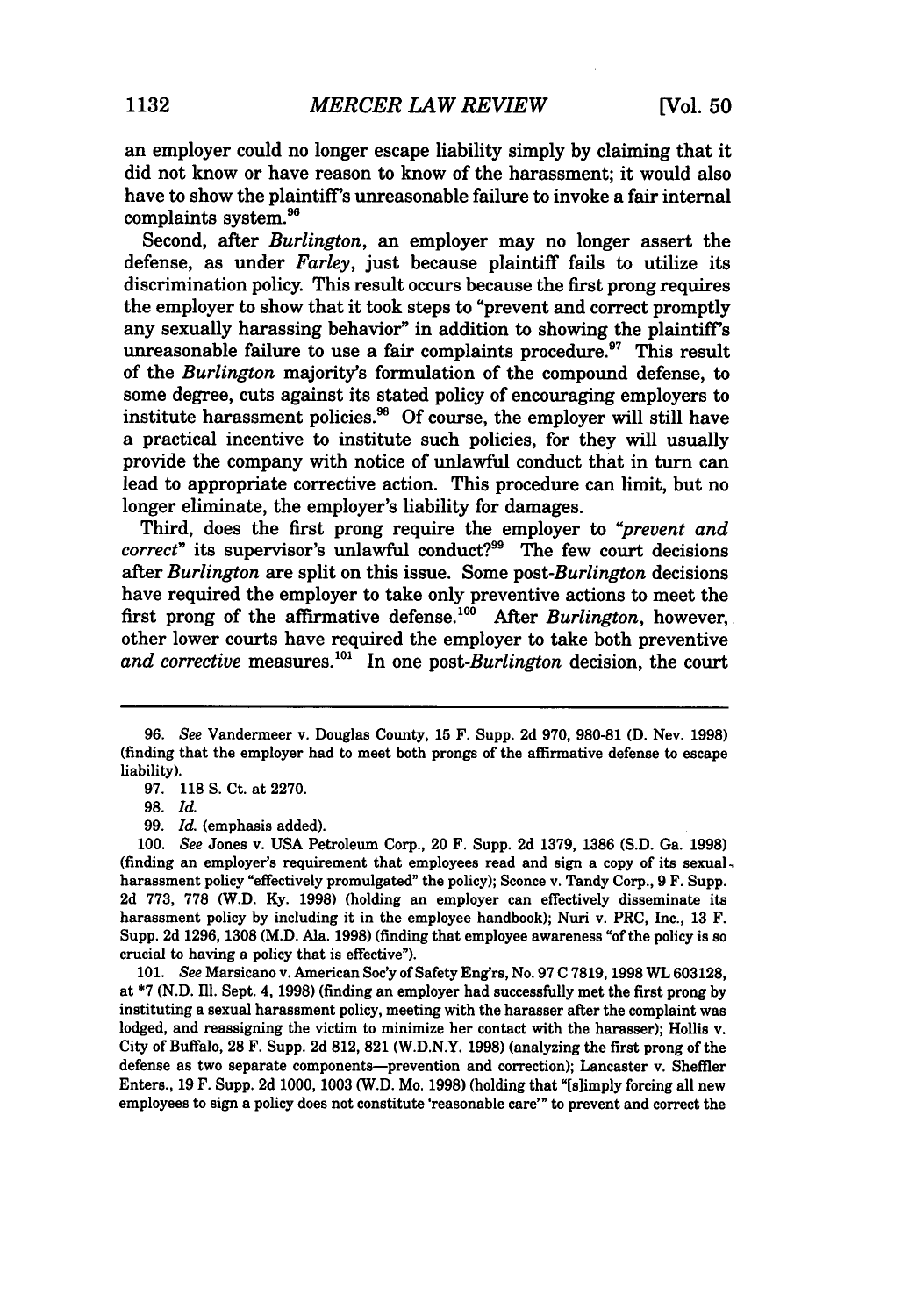an employer could no longer escape liability simply by claiming that it did not know or have reason to know of the harassment; it would also have to show the plaintiff's unreasonable failure to invoke a fair internal complaints system.[96]

Second, after *Burlington*, an employer may no longer assert the defense, as under *Farley*, just because plaintiff fails to utilize its discrimination policy. This result occurs because the first prong requires the employer to show that it took steps to "prevent and correct promptly any sexually harassing behavior" in addition to showing the plaintiff's unreasonable failure to use a fair complaints procedure.[97] This result of the *Burlington* majority's formulation of the compound defense, to some degree, cuts against its stated policy of encouraging employers to institute harassment policies.[98] Of course, the employer will still have a practical incentive to institute such policies, for they will usually provide the company with notice of unlawful conduct that in turn can lead to appropriate corrective action. This procedure can limit, but no longer eliminate, the employer's liability for damages.

Third, does the first prong require the employer to "*prevent and correct*" its supervisor's unlawful conduct?[99] The few court decisions after *Burlington* are split on this issue. Some post-*Burlington* decisions have required the employer to take only preventive actions to meet the first prong of the affirmative defense.[100] After *Burlington*, however, other lower courts have required the employer to take both preventive *and corrective* measures.[101] In one post-*Burlington* decision, the court

---

96. *See* Vandermeer v. Douglas County, 15 F. Supp. 2d 970, 980-81 (D. Nev. 1998) (finding that the employer had to meet both prongs of the affirmative defense to escape liability).

97. 118 S. Ct. at 2270.

98. *Id.*

99. *Id.* (emphasis added).

100. *See* Jones v. USA Petroleum Corp., 20 F. Supp. 2d 1379, 1386 (S.D. Ga. 1998) (finding an employer's requirement that employees read and sign a copy of its sexual harassment policy "effectively promulgated" the policy); Sconce v. Tandy Corp., 9 F. Supp. 2d 773, 778 (W.D. Ky. 1998) (holding an employer can effectively disseminate its harassment policy by including it in the employee handbook); Nuri v. PRC, Inc., 13 F. Supp. 2d 1296, 1308 (M.D. Ala. 1998) (finding that employee awareness "of the policy is so crucial to having a policy that is effective").

101. *See* Marsicano v. American Soc'y of Safety Eng'rs, No. 97 C 7819, 1998 WL 603128, at *7 (N.D. Ill. Sept. 4, 1998) (finding an employer had successfully met the first prong by instituting a sexual harassment policy, meeting with the harasser after the complaint was lodged, and reassigning the victim to minimize her contact with the harasser); Hollis v. City of Buffalo, 28 F. Supp. 2d 812, 821 (W.D.N.Y. 1998) (analyzing the first prong of the defense as two separate components—prevention and correction); Lancaster v. Sheffler Enters., 19 F. Supp. 2d 1000, 1003 (W.D. Mo. 1998) (holding that "[s]imply forcing all new employees to sign a policy does not constitute 'reasonable care'" to prevent and correct the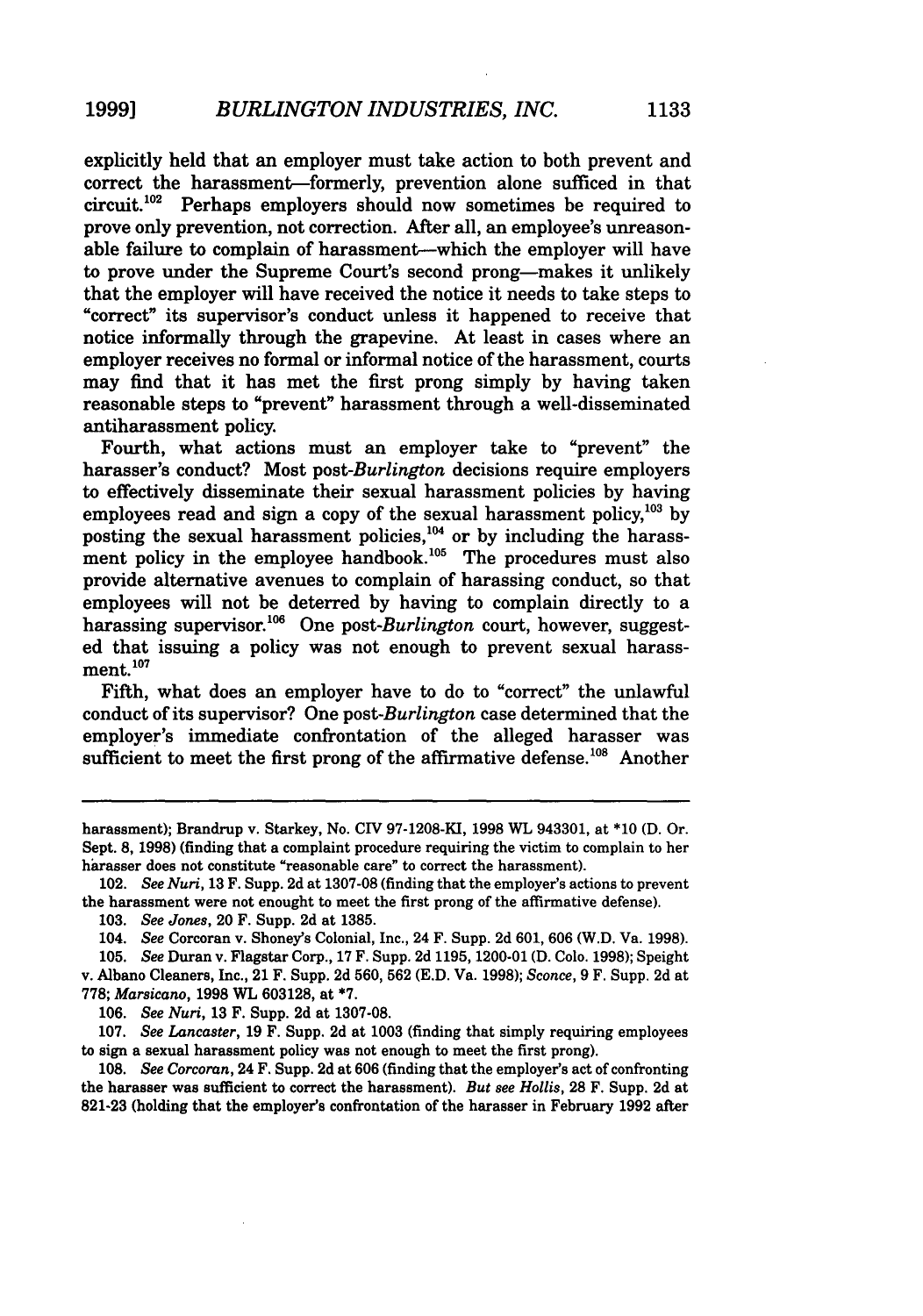explicitly held that an employer must take action to both prevent and correct the harassment—formerly, prevention alone sufficed in that circuit.[102] Perhaps employers should now sometimes be required to prove only prevention, not correction. After all, an employee's unreasonable failure to complain of harassment—which the employer will have to prove under the Supreme Court's second prong—makes it unlikely that the employer will have received the notice it needs to take steps to "correct" its supervisor's conduct unless it happened to receive that notice informally through the grapevine. At least in cases where an employer receives no formal or informal notice of the harassment, courts may find that it has met the first prong simply by having taken reasonable steps to "prevent" harassment through a well-disseminated antiharassment policy.

Fourth, what actions must an employer take to "prevent" the harasser's conduct? Most post-*Burlington* decisions require employers to effectively disseminate their sexual harassment policies by having employees read and sign a copy of the sexual harassment policy,[103] by posting the sexual harassment policies,[104] or by including the harassment policy in the employee handbook.[105] The procedures must also provide alternative avenues to complain of harassing conduct, so that employees will not be deterred by having to complain directly to a harassing supervisor.[106] One post-*Burlington* court, however, suggested that issuing a policy was not enough to prevent sexual harassment.[107]

Fifth, what does an employer have to do to "correct" the unlawful conduct of its supervisor? One post-*Burlington* case determined that the employer's immediate confrontation of the alleged harasser was sufficient to meet the first prong of the affirmative defense.[108] Another

---

harassment); Brandrup v. Starkey, No. CIV 97-1208-KI, 1998 WL 943301, at *10 (D. Or. Sept. 8, 1998) (finding that a complaint procedure requiring the victim to complain to her harasser does not constitute "reasonable care" to correct the harassment).

102. *See Nuri*, 13 F. Supp. 2d at 1307-08 (finding that the employer's actions to prevent the harassment were not enought to meet the first prong of the affirmative defense).

103. *See Jones*, 20 F. Supp. 2d at 1385.

104. *See* Corcoran v. Shoney's Colonial, Inc., 24 F. Supp. 2d 601, 606 (W.D. Va. 1998).

105. *See* Duran v. Flagstar Corp., 17 F. Supp. 2d 1195, 1200-01 (D. Colo. 1998); Speight v. Albano Cleaners, Inc., 21 F. Supp. 2d 560, 562 (E.D. Va. 1998); *Sconce*, 9 F. Supp. 2d at 778; *Marsicano*, 1998 WL 603128, at *7.

106. *See Nuri*, 13 F. Supp. 2d at 1307-08.

107. *See Lancaster*, 19 F. Supp. 2d at 1003 (finding that simply requiring employees to sign a sexual harassment policy was not enough to meet the first prong).

108. *See Corcoran*, 24 F. Supp. 2d at 606 (finding that the employer's act of confronting the harasser was sufficient to correct the harassment). *But see Hollis*, 28 F. Supp. 2d at 821-23 (holding that the employer's confrontation of the harasser in February 1992 after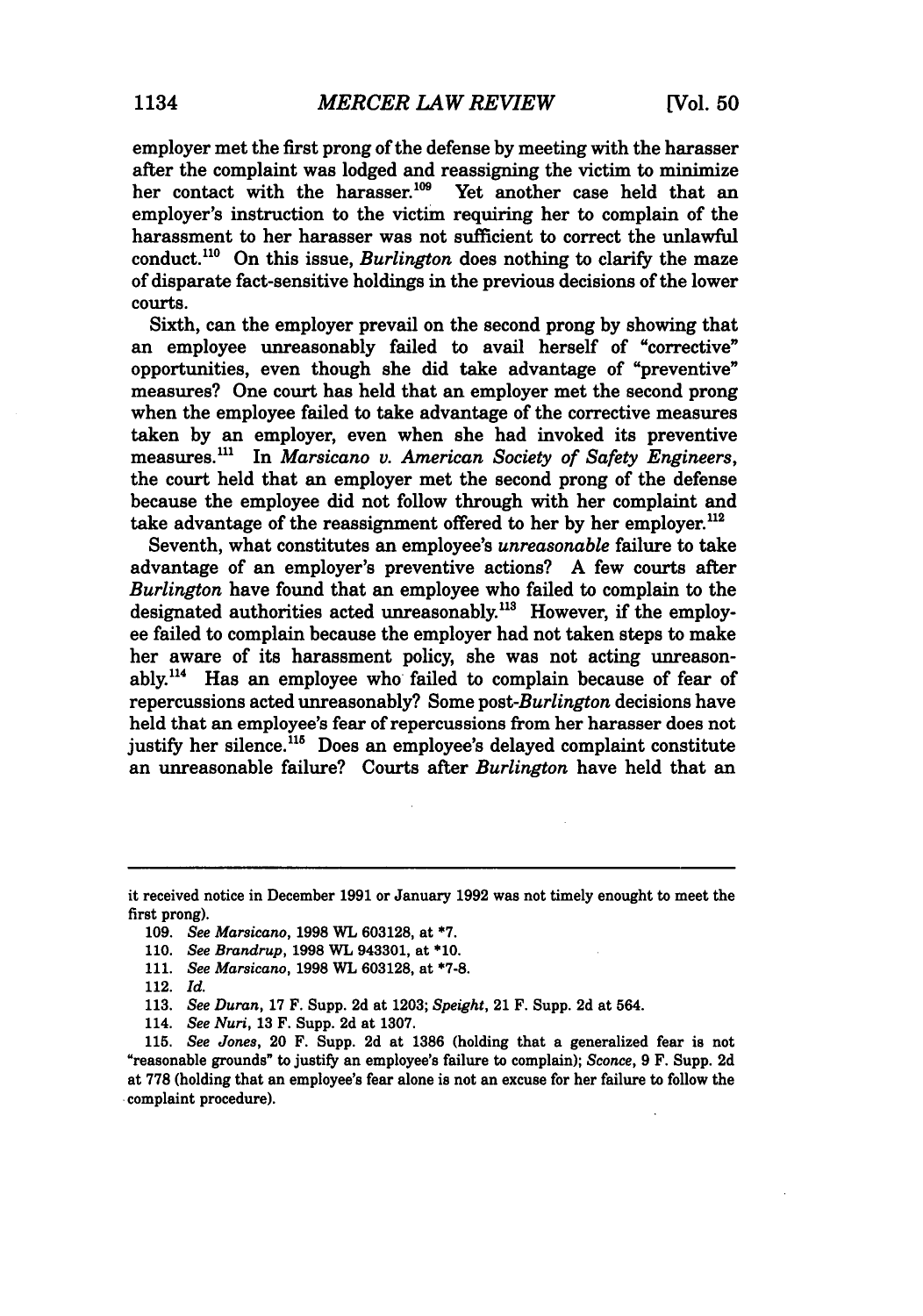employer met the first prong of the defense by meeting with the harasser after the complaint was lodged and reassigning the victim to minimize her contact with the harasser.[109] Yet another case held that an employer's instruction to the victim requiring her to complain of the harassment to her harasser was not sufficient to correct the unlawful conduct.[110] On this issue, *Burlington* does nothing to clarify the maze of disparate fact-sensitive holdings in the previous decisions of the lower courts.

Sixth, can the employer prevail on the second prong by showing that an employee unreasonably failed to avail herself of "corrective" opportunities, even though she did take advantage of "preventive" measures? One court has held that an employer met the second prong when the employee failed to take advantage of the corrective measures taken by an employer, even when she had invoked its preventive measures.[111] In *Marsicano v. American Society of Safety Engineers*, the court held that an employer met the second prong of the defense because the employee did not follow through with her complaint and take advantage of the reassignment offered to her by her employer.[112]

Seventh, what constitutes an employee's *unreasonable* failure to take advantage of an employer's preventive actions? A few courts after *Burlington* have found that an employee who failed to complain to the designated authorities acted unreasonably.[113] However, if the employee failed to complain because the employer had not taken steps to make her aware of its harassment policy, she was not acting unreasonably.[114] Has an employee who failed to complain because of fear of repercussions acted unreasonably? Some post-*Burlington* decisions have held that an employee's fear of repercussions from her harasser does not justify her silence.[115] Does an employee's delayed complaint constitute an unreasonable failure? Courts after *Burlington* have held that an

---

it received notice in December 1991 or January 1992 was not timely enought to meet the first prong).

109. *See Marsicano*, 1998 WL 603128, at *7.

110. *See Brandrup*, 1998 WL 943301, at *10.

111. *See Marsicano*, 1998 WL 603128, at *7-8.

112. *Id.*

113. *See Duran*, 17 F. Supp. 2d at 1203; *Speight*, 21 F. Supp. 2d at 564.

114. *See Nuri*, 13 F. Supp. 2d at 1307.

115. *See Jones*, 20 F. Supp. 2d at 1386 (holding that a generalized fear is not "reasonable grounds" to justify an employee's failure to complain); *Sconce*, 9 F. Supp. 2d at 778 (holding that an employee's fear alone is not an excuse for her failure to follow the complaint procedure).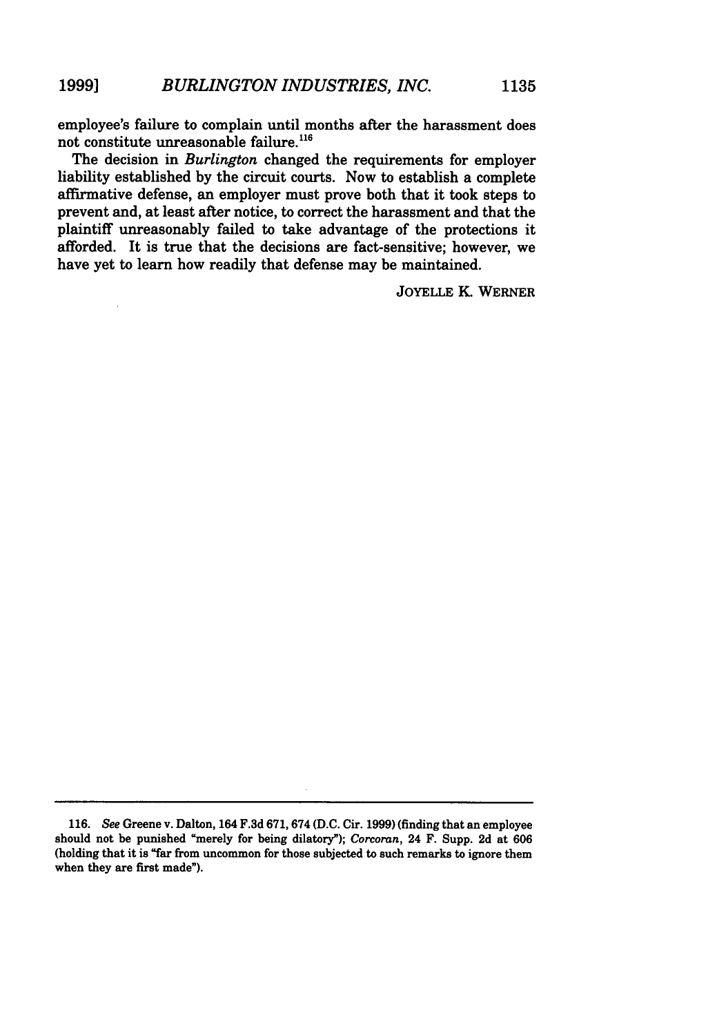employee's failure to complain until months after the harassment does not constitute unreasonable failure.[116]

The decision in *Burlington* changed the requirements for employer liability established by the circuit courts. Now to establish a complete affirmative defense, an employer must prove both that it took steps to prevent and, at least after notice, to correct the harassment and that the plaintiff unreasonably failed to take advantage of the protections it afforded. It is true that the decisions are fact-sensitive; however, we have yet to learn how readily that defense may be maintained.

JOYELLE K. WERNER

---

116. *See* Greene v. Dalton, 164 F.3d 671, 674 (D.C. Cir. 1999) (finding that an employee should not be punished "merely for being dilatory"); *Corcoran*, 24 F. Supp. 2d at 606 (holding that it is "far from uncommon for those subjected to such remarks to ignore them when they are first made").